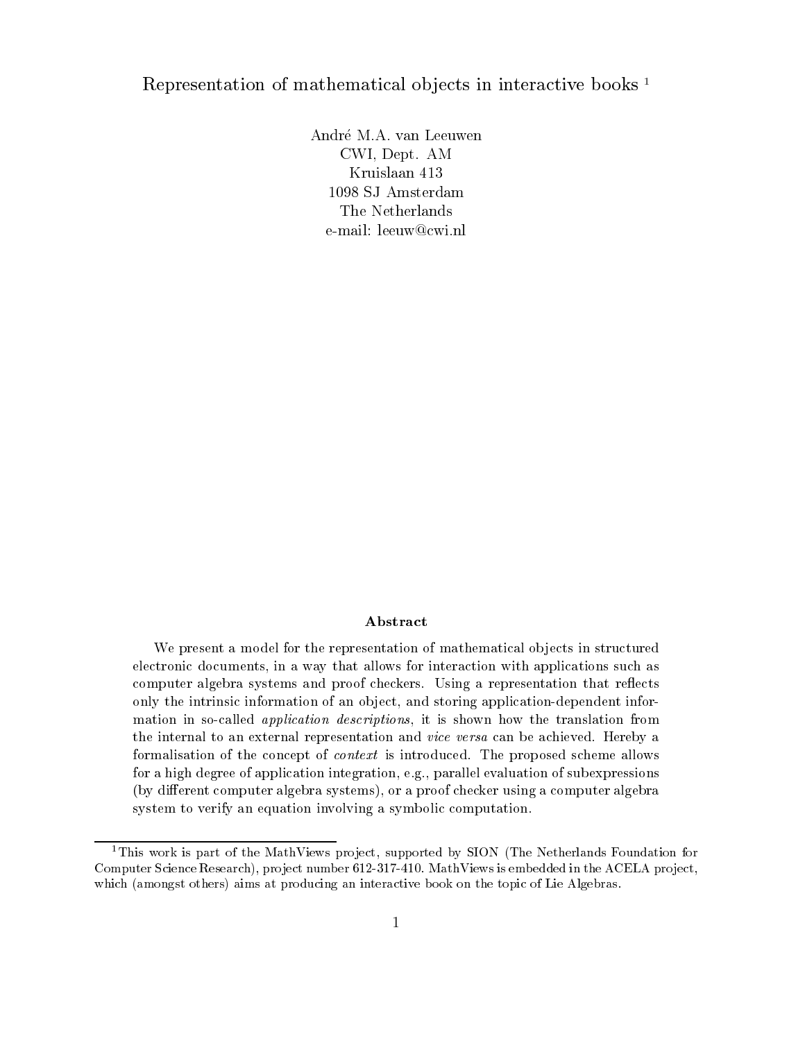# Representation of mathematical objects in interactive books [1]

André M.A. van Leeuwen
CWI, Dept. AM
Kruislaan 413
1098 SJ Amsterdam
The Netherlands
e-mail: leeuw@cwi.nl

### Abstract

We present a model for the representation of mathematical objects in structured electronic documents, in a way that allows for interaction with applications such as computer algebra systems and proof checkers. Using a representation that reflects only the intrinsic information of an object, and storing application-dependent information in so-called *application descriptions*, it is shown how the translation from the internal to an external representation and *vice versa* can be achieved. Hereby a formalisation of the concept of *context* is introduced. The proposed scheme allows for a high degree of application integration, e.g., parallel evaluation of subexpressions (by different computer algebra systems), or a proof checker using a computer algebra system to verify an equation involving a symbolic computation.

---

[1] This work is part of the MathViews project, supported by SION (The Netherlands Foundation for Computer Science Research), project number 612-317-410. MathViews is embedded in the ACELA project, which (amongst others) aims at producing an interactive book on the topic of Lie Algebras.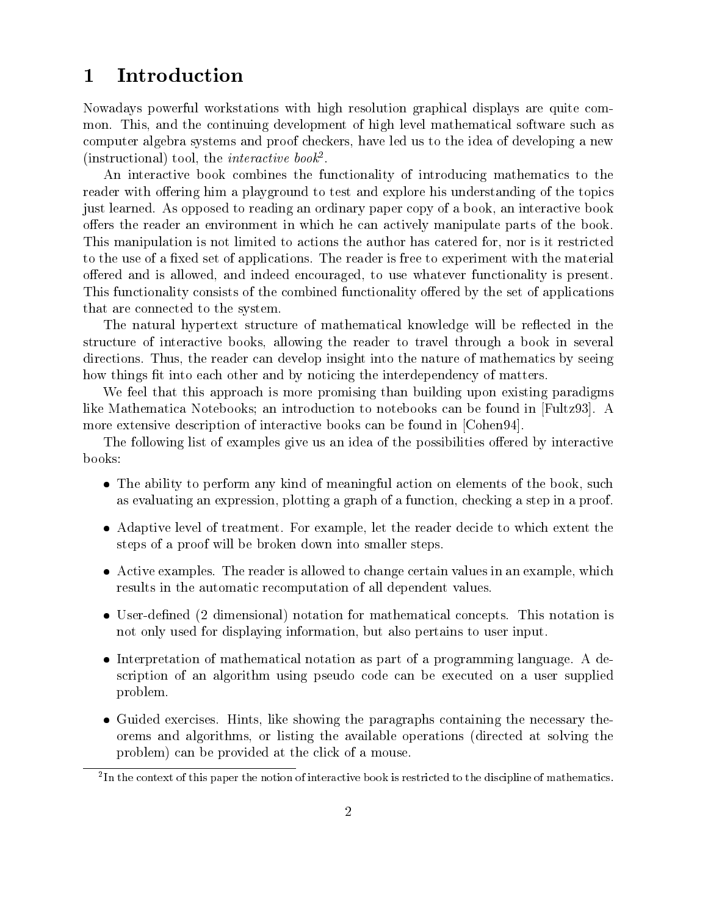# 1 Introduction

Nowadays powerful workstations with high resolution graphical displays are quite common. This, and the continuing development of high level mathematical software such as computer algebra systems and proof checkers, have led us to the idea of developing a new (instructional) tool, the *interactive book*[2].

An interactive book combines the functionality of introducing mathematics to the reader with offering him a playground to test and explore his understanding of the topics just learned. As opposed to reading an ordinary paper copy of a book, an interactive book offers the reader an environment in which he can actively manipulate parts of the book. This manipulation is not limited to actions the author has catered for, nor is it restricted to the use of a fixed set of applications. The reader is free to experiment with the material offered and is allowed, and indeed encouraged, to use whatever functionality is present. This functionality consists of the combined functionality offered by the set of applications that are connected to the system.

The natural hypertext structure of mathematical knowledge will be reflected in the structure of interactive books, allowing the reader to travel through a book in several directions. Thus, the reader can develop insight into the nature of mathematics by seeing how things fit into each other and by noticing the interdependency of matters.

We feel that this approach is more promising than building upon existing paradigms like Mathematica Notebooks; an introduction to notebooks can be found in [Fultz93]. A more extensive description of interactive books can be found in [Cohen94].

The following list of examples give us an idea of the possibilities offered by interactive books:

- The ability to perform any kind of meaningful action on elements of the book, such as evaluating an expression, plotting a graph of a function, checking a step in a proof.
- Adaptive level of treatment. For example, let the reader decide to which extent the steps of a proof will be broken down into smaller steps.
- Active examples. The reader is allowed to change certain values in an example, which results in the automatic recomputation of all dependent values.
- User-defined (2 dimensional) notation for mathematical concepts. This notation is not only used for displaying information, but also pertains to user input.
- Interpretation of mathematical notation as part of a programming language. A description of an algorithm using pseudo code can be executed on a user supplied problem.
- Guided exercises. Hints, like showing the paragraphs containing the necessary theorems and algorithms, or listing the available operations (directed at solving the problem) can be provided at the click of a mouse.

[2] In the context of this paper the notion of interactive book is restricted to the discipline of mathematics.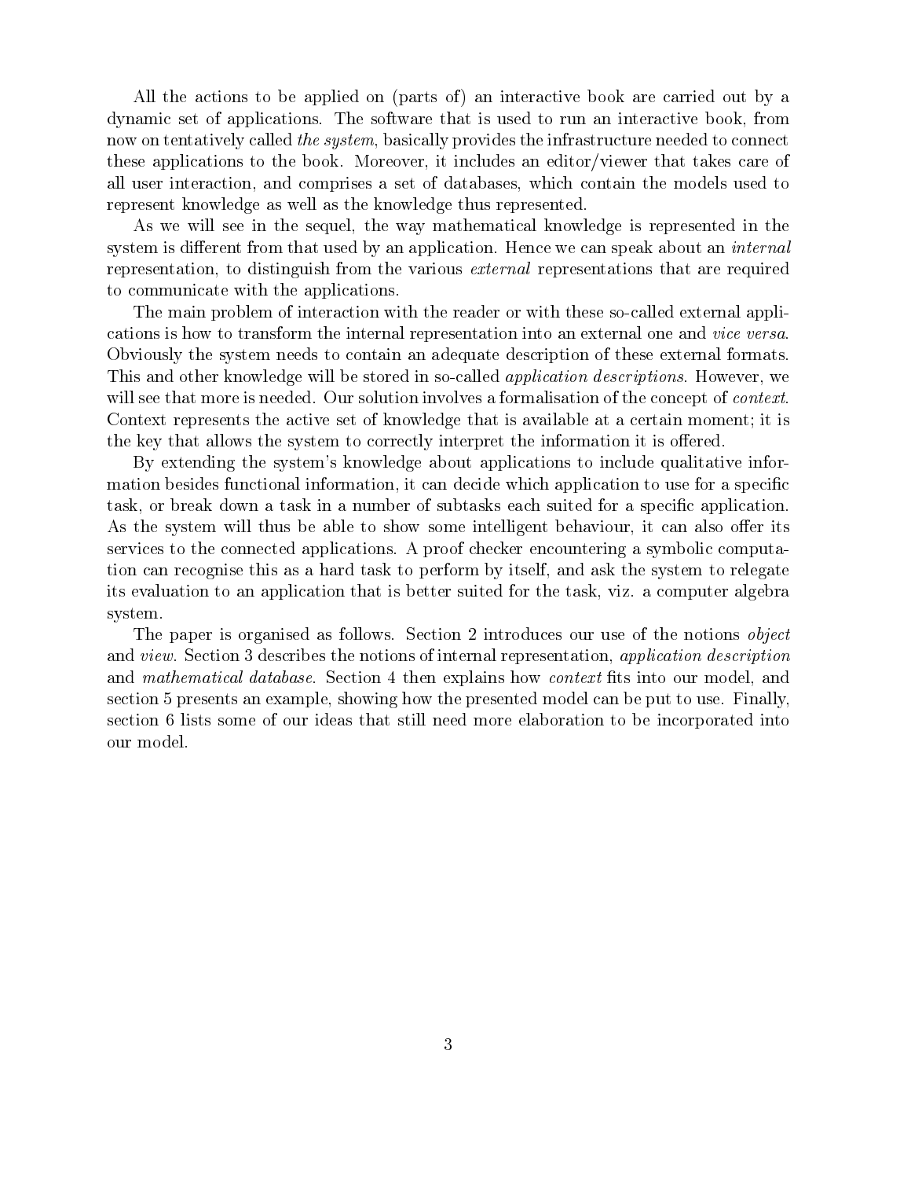All the actions to be applied on (parts of) an interactive book are carried out by a dynamic set of applications. The software that is used to run an interactive book, from now on tentatively called *the system*, basically provides the infrastructure needed to connect these applications to the book. Moreover, it includes an editor/viewer that takes care of all user interaction, and comprises a set of databases, which contain the models used to represent knowledge as well as the knowledge thus represented.

As we will see in the sequel, the way mathematical knowledge is represented in the system is different from that used by an application. Hence we can speak about an *internal* representation, to distinguish from the various *external* representations that are required to communicate with the applications.

The main problem of interaction with the reader or with these so-called external applications is how to transform the internal representation into an external one and *vice versa*. Obviously the system needs to contain an adequate description of these external formats. This and other knowledge will be stored in so-called *application descriptions*. However, we will see that more is needed. Our solution involves a formalisation of the concept of *context*. Context represents the active set of knowledge that is available at a certain moment; it is the key that allows the system to correctly interpret the information it is offered.

By extending the system's knowledge about applications to include qualitative information besides functional information, it can decide which application to use for a specific task, or break down a task in a number of subtasks each suited for a specific application. As the system will thus be able to show some intelligent behaviour, it can also offer its services to the connected applications. A proof checker encountering a symbolic computation can recognise this as a hard task to perform by itself, and ask the system to relegate its evaluation to an application that is better suited for the task, viz. a computer algebra system.

The paper is organised as follows. Section 2 introduces our use of the notions *object* and *view*. Section 3 describes the notions of internal representation, *application description* and *mathematical database*. Section 4 then explains how *context* fits into our model, and section 5 presents an example, showing how the presented model can be put to use. Finally, section 6 lists some of our ideas that still need more elaboration to be incorporated into our model.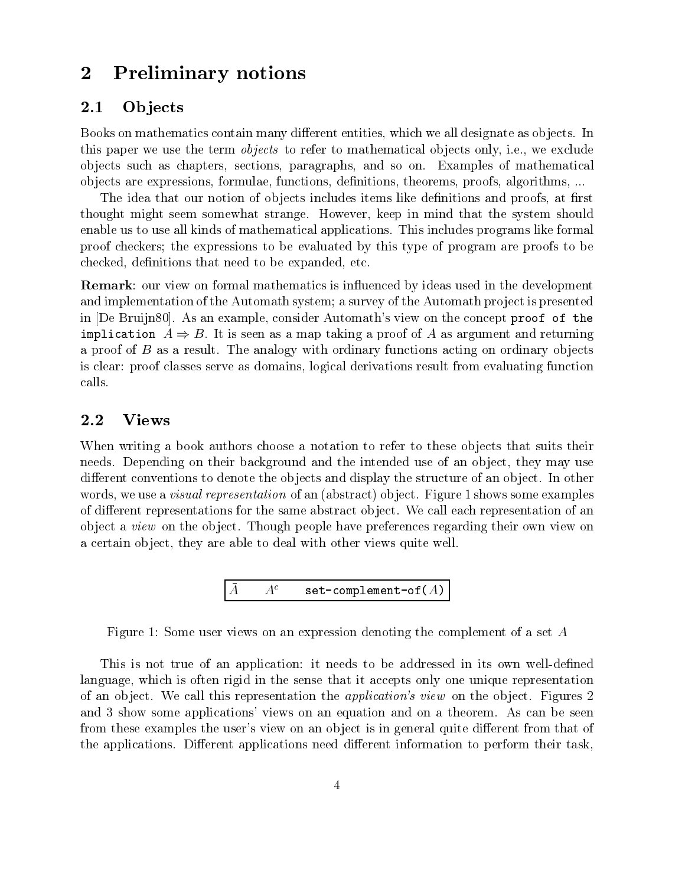# 2 Preliminary notions

## 2.1 Objects

Books on mathematics contain many different entities, which we all designate as objects. In this paper we use the term *objects* to refer to mathematical objects only, i.e., we exclude objects such as chapters, sections, paragraphs, and so on. Examples of mathematical objects are expressions, formulae, functions, definitions, theorems, proofs, algorithms, ...

The idea that our notion of objects includes items like definitions and proofs, at first thought might seem somewhat strange. However, keep in mind that the system should enable us to use all kinds of mathematical applications. This includes programs like formal proof checkers; the expressions to be evaluated by this type of program are proofs to be checked, definitions that need to be expanded, etc.

**Remark**: our view on formal mathematics is influenced by ideas used in the development and implementation of the Automath system; a survey of the Automath project is presented in [De Bruijn80]. As an example, consider Automath's view on the concept `proof of the implication` $A \Rightarrow B$. It is seen as a map taking a proof of $A$ as argument and returning a proof of $B$ as a result. The analogy with ordinary functions acting on ordinary objects is clear: proof classes serve as domains, logical derivations result from evaluating function calls.

## 2.2 Views

When writing a book authors choose a notation to refer to these objects that suits their needs. Depending on their background and the intended use of an object, they may use different conventions to denote the objects and display the structure of an object. In other words, we use a *visual representation* of an (abstract) object. Figure 1 shows some examples of different representations for the same abstract object. We call each representation of an object a *view* on the object. Though people have preferences regarding their own view on a certain object, they are able to deal with other views quite well.

| $\bar{A}$ | $A^c$ | `set-complement-of`$(A)$ |
|---|---|---|

Figure 1: Some user views on an expression denoting the complement of a set $A$

This is not true of an application: it needs to be addressed in its own well-defined language, which is often rigid in the sense that it accepts only one unique representation of an object. We call this representation the *application's view* on the object. Figures 2 and 3 show some applications' views on an equation and on a theorem. As can be seen from these examples the user's view on an object is in general quite different from that of the applications. Different applications need different information to perform their task,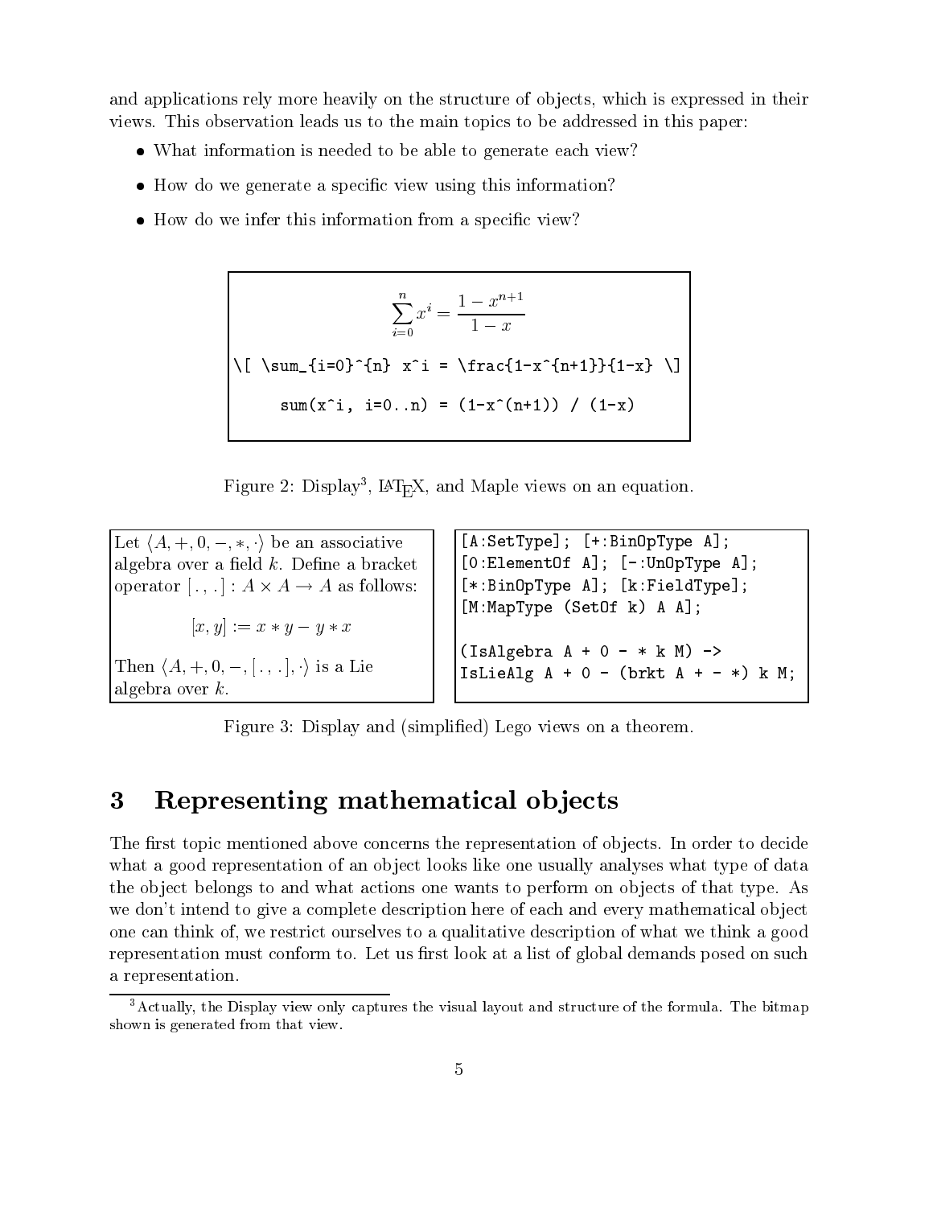and applications rely more heavily on the structure of objects, which is expressed in their views. This observation leads us to the main topics to be addressed in this paper:

- What information is needed to be able to generate each view?
- How do we generate a specific view using this information?
- How do we infer this information from a specific view?

$$\sum_{i=0}^{n} x^i = \frac{1-x^{n+1}}{1-x}$$

```
\[ \sum_{i=0}^{n} x^i = \frac{1-x^{n+1}}{1-x} \]

sum(x^i, i=0..n) = (1-x^(n+1)) / (1-x)
```

Figure 2: Display[3], LaTeX, and Maple views on an equation.

Let $\langle A, +, 0, -, *, \cdot\rangle$ be an associative algebra over a field $k$. Define a bracket operator $[\,.\,,\,.\,] : A \times A \to A$ as follows:

$$[x, y] := x * y - y * x$$

Then $\langle A, +, 0, -, [\,.\,,\,.\,], \cdot\rangle$ is a Lie algebra over $k$.

```
[A:SetType]; [+:BinOpType A];
[0:ElementOf A]; [-:UnOpType A];
[*:BinOpType A]; [k:FieldType];
[M:MapType (SetOf k) A A];

(IsAlgebra A + 0 - * k M) ->
IsLieAlg A + 0 - (brkt A + - *) k M;
```

Figure 3: Display and (simplified) Lego views on a theorem.

# 3 Representing mathematical objects

The first topic mentioned above concerns the representation of objects. In order to decide what a good representation of an object looks like one usually analyses what type of data the object belongs to and what actions one wants to perform on objects of that type. As we don't intend to give a complete description here of each and every mathematical object one can think of, we restrict ourselves to a qualitative description of what we think a good representation must conform to. Let us first look at a list of global demands posed on such a representation.

[3] Actually, the Display view only captures the visual layout and structure of the formula. The bitmap shown is generated from that view.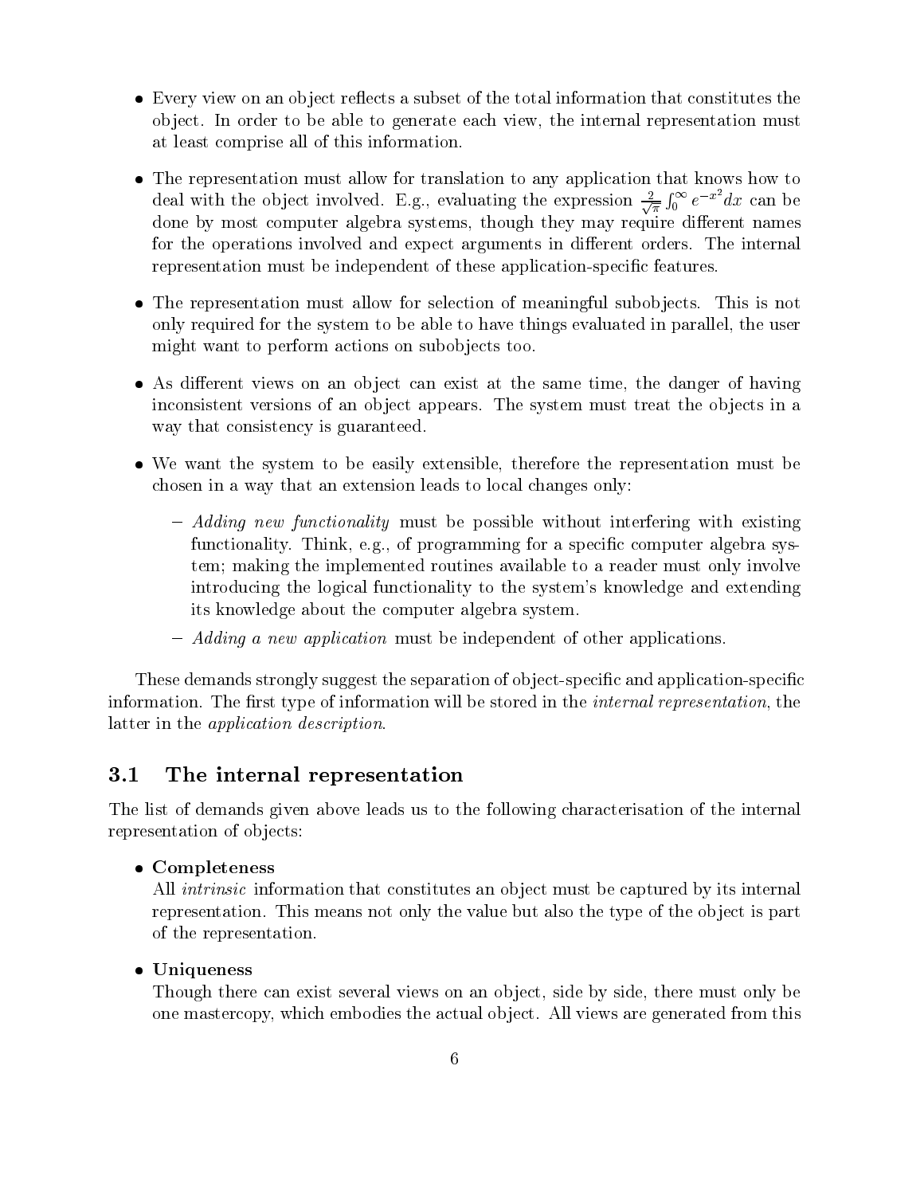- Every view on an object reflects a subset of the total information that constitutes the object. In order to be able to generate each view, the internal representation must at least comprise all of this information.

- The representation must allow for translation to any application that knows how to deal with the object involved. E.g., evaluating the expression $\frac{2}{\sqrt{\pi}} \int_0^\infty e^{-x^2} dx$ can be done by most computer algebra systems, though they may require different names for the operations involved and expect arguments in different orders. The internal representation must be independent of these application-specific features.

- The representation must allow for selection of meaningful subobjects. This is not only required for the system to be able to have things evaluated in parallel, the user might want to perform actions on subobjects too.

- As different views on an object can exist at the same time, the danger of having inconsistent versions of an object appears. The system must treat the objects in a way that consistency is guaranteed.

- We want the system to be easily extensible, therefore the representation must be chosen in a way that an extension leads to local changes only:

  - *Adding new functionality* must be possible without interfering with existing functionality. Think, e.g., of programming for a specific computer algebra system; making the implemented routines available to a reader must only involve introducing the logical functionality to the system's knowledge and extending its knowledge about the computer algebra system.

  - *Adding a new application* must be independent of other applications.

These demands strongly suggest the separation of object-specific and application-specific information. The first type of information will be stored in the *internal representation*, the latter in the *application description*.

## 3.1 The internal representation

The list of demands given above leads us to the following characterisation of the internal representation of objects:

- **Completeness**
  All *intrinsic* information that constitutes an object must be captured by its internal representation. This means not only the value but also the type of the object is part of the representation.

- **Uniqueness**
  Though there can exist several views on an object, side by side, there must only be one mastercopy, which embodies the actual object. All views are generated from this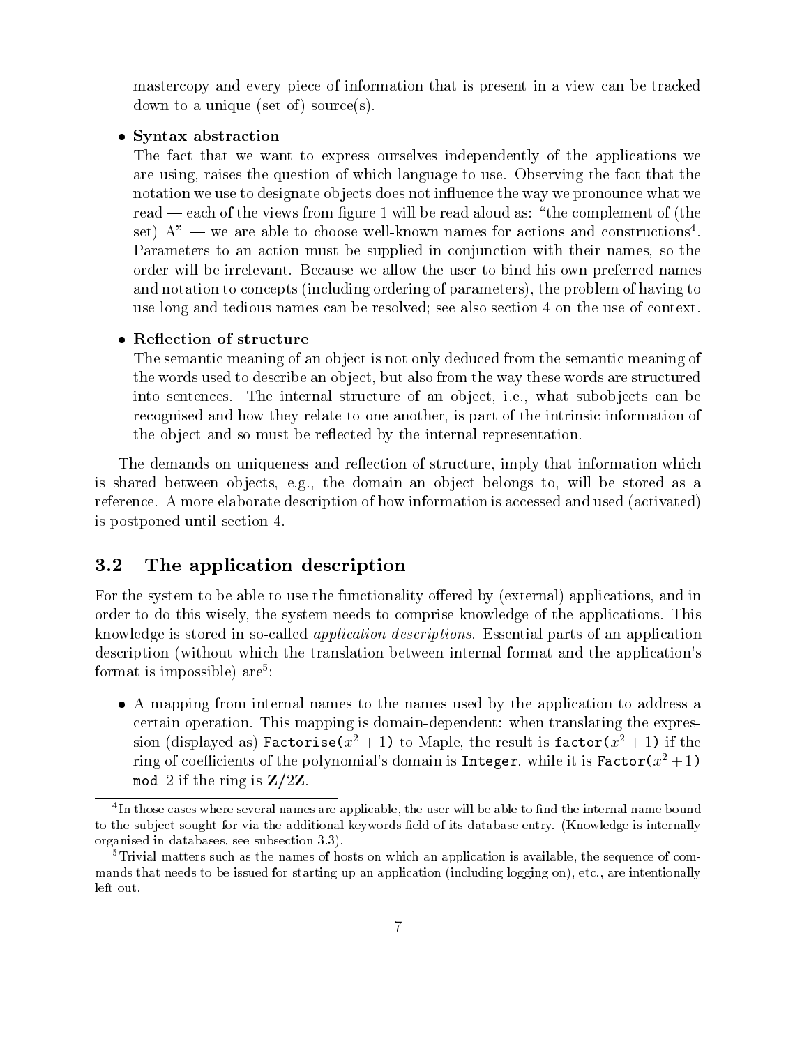mastercopy and every piece of information that is present in a view can be tracked down to a unique (set of) source(s).

- **Syntax abstraction**

  The fact that we want to express ourselves independently of the applications we are using, raises the question of which language to use. Observing the fact that the notation we use to designate objects does not influence the way we pronounce what we read — each of the views from figure 1 will be read aloud as: "the complement of (the set) A" — we are able to choose well-known names for actions and constructions[4]. Parameters to an action must be supplied in conjunction with their names, so the order will be irrelevant. Because we allow the user to bind his own preferred names and notation to concepts (including ordering of parameters), the problem of having to use long and tedious names can be resolved; see also section 4 on the use of context.

- **Reflection of structure**

  The semantic meaning of an object is not only deduced from the semantic meaning of the words used to describe an object, but also from the way these words are structured into sentences. The internal structure of an object, i.e., what subobjects can be recognised and how they relate to one another, is part of the intrinsic information of the object and so must be reflected by the internal representation.

The demands on uniqueness and reflection of structure, imply that information which is shared between objects, e.g., the domain an object belongs to, will be stored as a reference. A more elaborate description of how information is accessed and used (activated) is postponed until section 4.

## 3.2 The application description

For the system to be able to use the functionality offered by (external) applications, and in order to do this wisely, the system needs to comprise knowledge of the applications. This knowledge is stored in so-called *application descriptions*. Essential parts of an application description (without which the translation between internal format and the application's format is impossible) are[5]:

- A mapping from internal names to the names used by the application to address a certain operation. This mapping is domain-dependent: when translating the expression (displayed as) `Factorise(`$x^2+1$`)` to Maple, the result is `factor(`$x^2+1$`)` if the ring of coefficients of the polynomial's domain is `Integer`, while it is `Factor(`$x^2+1$`)` `mod` 2 if the ring is $\mathbf{Z}/2\mathbf{Z}$.

---

[4] In those cases where several names are applicable, the user will be able to find the internal name bound to the subject sought for via the additional keywords field of its database entry. (Knowledge is internally organised in databases, see subsection 3.3).

[5] Trivial matters such as the names of hosts on which an application is available, the sequence of commands that needs to be issued for starting up an application (including logging on), etc., are intentionally left out.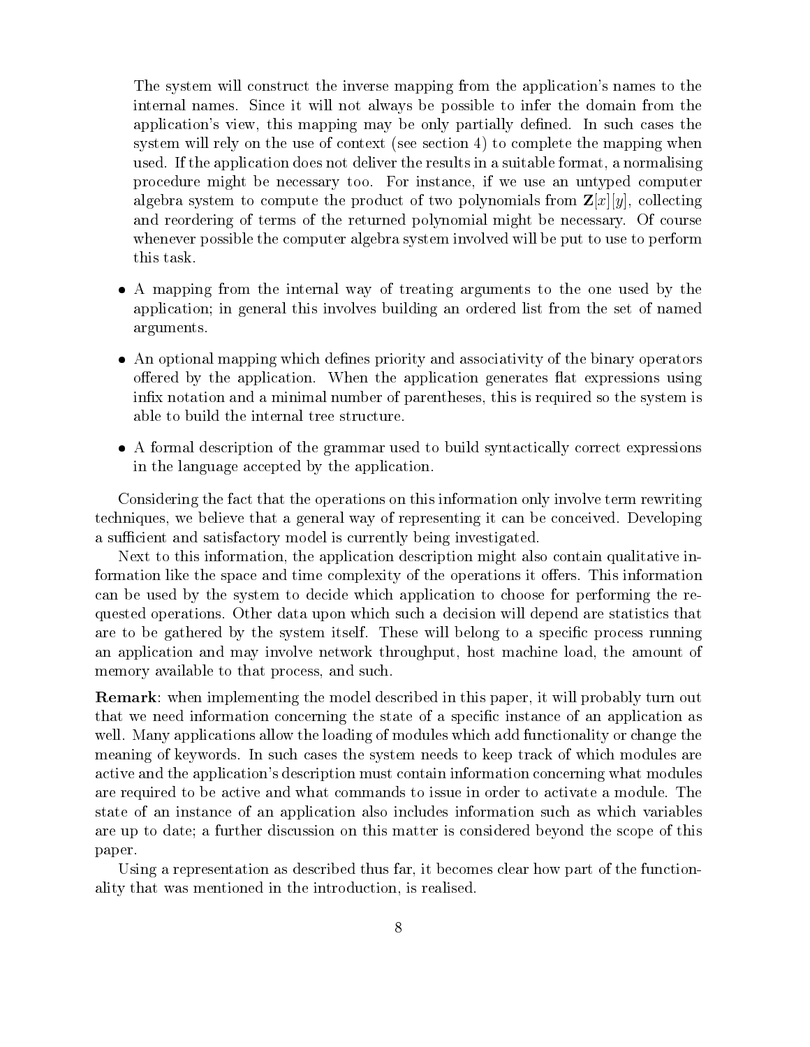The system will construct the inverse mapping from the application's names to the internal names. Since it will not always be possible to infer the domain from the application's view, this mapping may be only partially defined. In such cases the system will rely on the use of context (see section 4) to complete the mapping when used. If the application does not deliver the results in a suitable format, a normalising procedure might be necessary too. For instance, if we use an untyped computer algebra system to compute the product of two polynomials from $\mathbf{Z}[x][y]$, collecting and reordering of terms of the returned polynomial might be necessary. Of course whenever possible the computer algebra system involved will be put to use to perform this task.

- A mapping from the internal way of treating arguments to the one used by the application; in general this involves building an ordered list from the set of named arguments.
- An optional mapping which defines priority and associativity of the binary operators offered by the application. When the application generates flat expressions using infix notation and a minimal number of parentheses, this is required so the system is able to build the internal tree structure.
- A formal description of the grammar used to build syntactically correct expressions in the language accepted by the application.

Considering the fact that the operations on this information only involve term rewriting techniques, we believe that a general way of representing it can be conceived. Developing a sufficient and satisfactory model is currently being investigated.

Next to this information, the application description might also contain qualitative information like the space and time complexity of the operations it offers. This information can be used by the system to decide which application to choose for performing the requested operations. Other data upon which such a decision will depend are statistics that are to be gathered by the system itself. These will belong to a specific process running an application and may involve network throughput, host machine load, the amount of memory available to that process, and such.

**Remark**: when implementing the model described in this paper, it will probably turn out that we need information concerning the state of a specific instance of an application as well. Many applications allow the loading of modules which add functionality or change the meaning of keywords. In such cases the system needs to keep track of which modules are active and the application's description must contain information concerning what modules are required to be active and what commands to issue in order to activate a module. The state of an instance of an application also includes information such as which variables are up to date; a further discussion on this matter is considered beyond the scope of this paper.

Using a representation as described thus far, it becomes clear how part of the functionality that was mentioned in the introduction, is realised.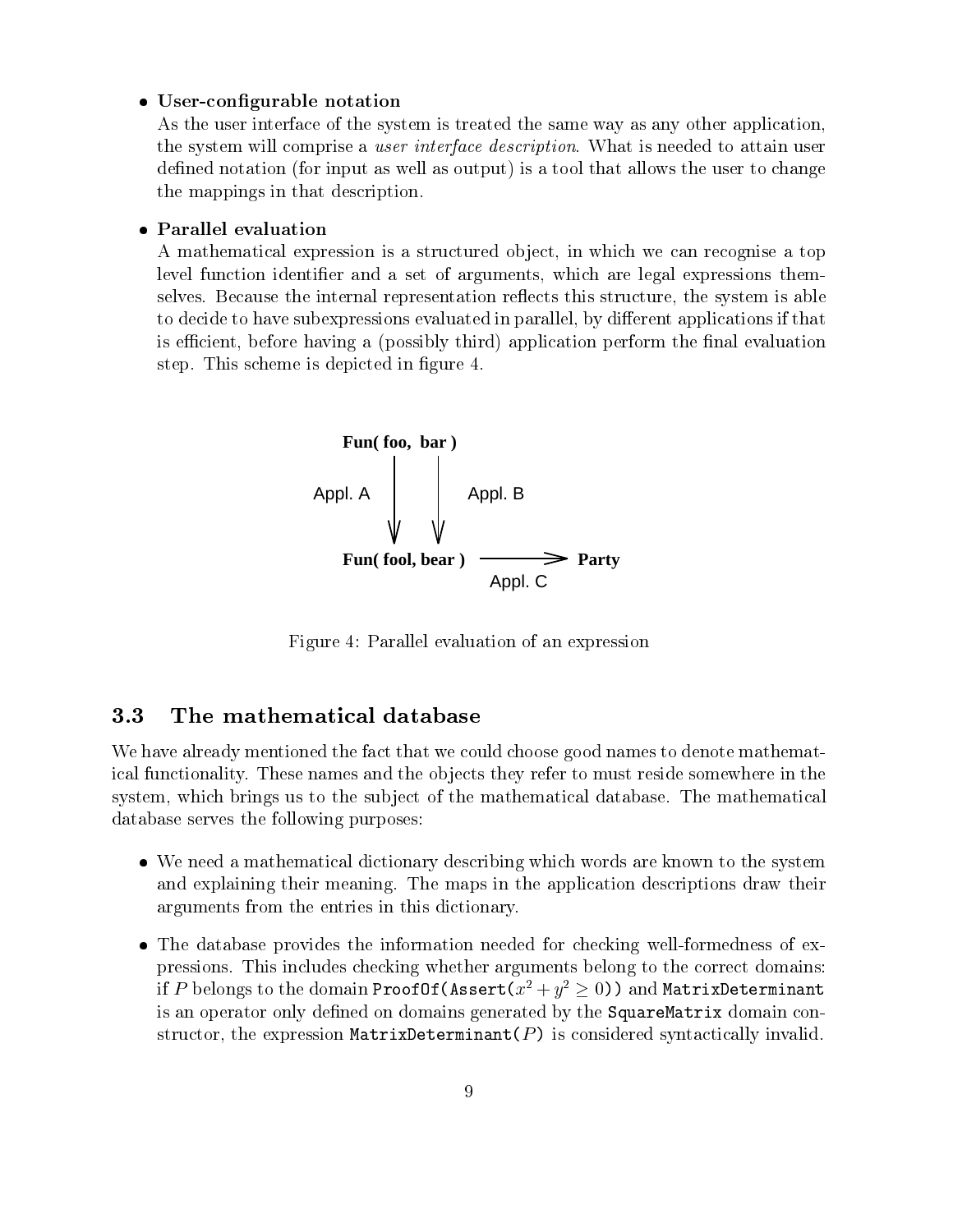- **User-configurable notation**
  As the user interface of the system is treated the same way as any other application, the system will comprise a *user interface description*. What is needed to attain user defined notation (for input as well as output) is a tool that allows the user to change the mappings in that description.

- **Parallel evaluation**
  A mathematical expression is a structured object, in which we can recognise a top level function identifier and a set of arguments, which are legal expressions themselves. Because the internal representation reflects this structure, the system is able to decide to have subexpressions evaluated in parallel, by different applications if that is efficient, before having a (possibly third) application perform the final evaluation step. This scheme is depicted in figure 4.

```
          Fun( foo,  bar )
               |     |
      Appl. A  |     |  Appl. B
               v     v
          Fun( fool, bear )  ------->  Party
                              Appl. C
```

Figure 4: Parallel evaluation of an expression

## 3.3 The mathematical database

We have already mentioned the fact that we could choose good names to denote mathematical functionality. These names and the objects they refer to must reside somewhere in the system, which brings us to the subject of the mathematical database. The mathematical database serves the following purposes:

- We need a mathematical dictionary describing which words are known to the system and explaining their meaning. The maps in the application descriptions draw their arguments from the entries in this dictionary.

- The database provides the information needed for checking well-formedness of expressions. This includes checking whether arguments belong to the correct domains: if $P$ belongs to the domain `ProofOf(Assert(`$x^2 + y^2 \geq 0$`))` and `MatrixDeterminant` is an operator only defined on domains generated by the `SquareMatrix` domain constructor, the expression `MatrixDeterminant(`$P$`)` is considered syntactically invalid.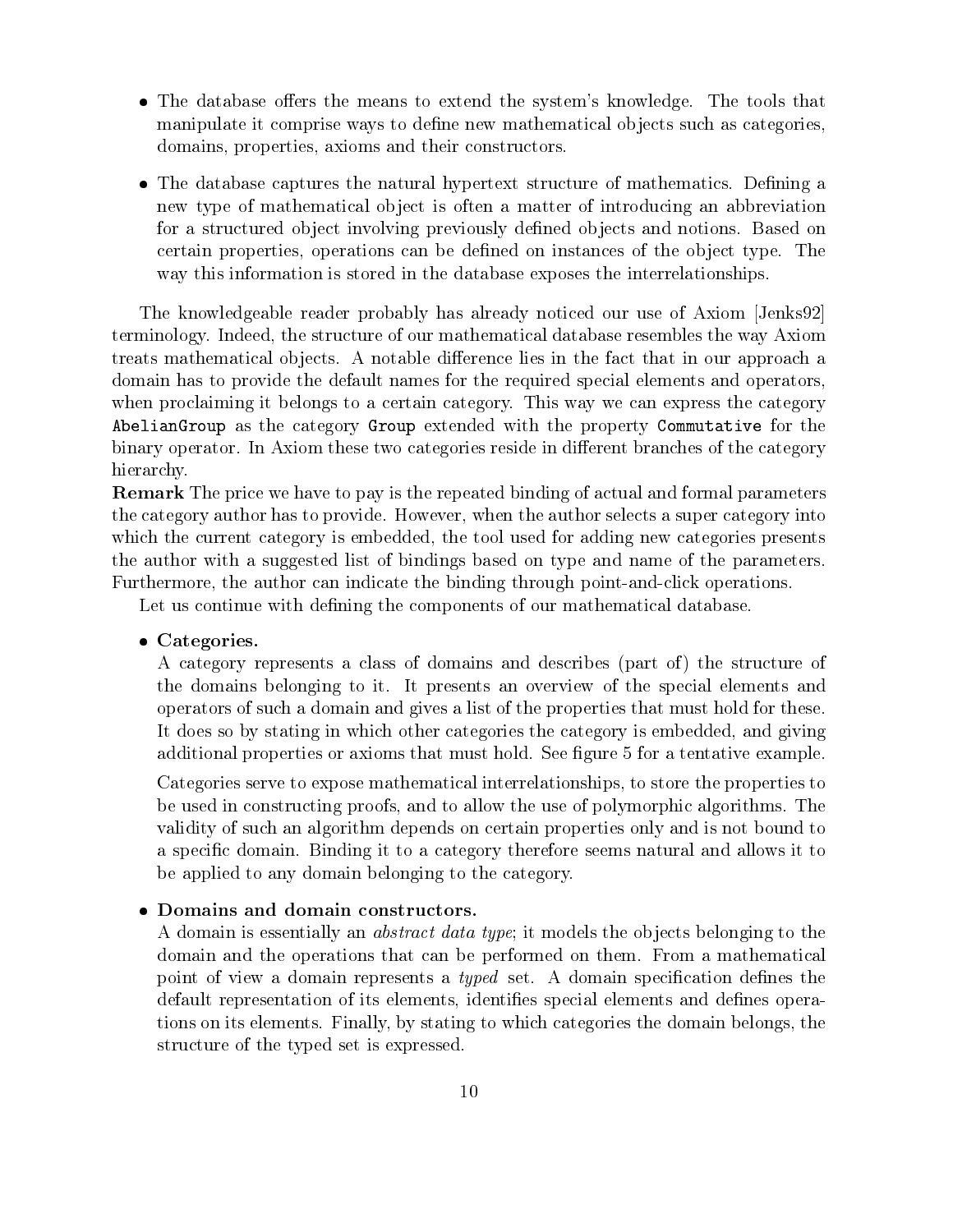- The database offers the means to extend the system's knowledge. The tools that manipulate it comprise ways to define new mathematical objects such as categories, domains, properties, axioms and their constructors.
- The database captures the natural hypertext structure of mathematics. Defining a new type of mathematical object is often a matter of introducing an abbreviation for a structured object involving previously defined objects and notions. Based on certain properties, operations can be defined on instances of the object type. The way this information is stored in the database exposes the interrelationships.

The knowledgeable reader probably has already noticed our use of Axiom [Jenks92] terminology. Indeed, the structure of our mathematical database resembles the way Axiom treats mathematical objects. A notable difference lies in the fact that in our approach a domain has to provide the default names for the required special elements and operators, when proclaiming it belongs to a certain category. This way we can express the category `AbelianGroup` as the category `Group` extended with the property `Commutative` for the binary operator. In Axiom these two categories reside in different branches of the category hierarchy.

**Remark** The price we have to pay is the repeated binding of actual and formal parameters the category author has to provide. However, when the author selects a super category into which the current category is embedded, the tool used for adding new categories presents the author with a suggested list of bindings based on type and name of the parameters. Furthermore, the author can indicate the binding through point-and-click operations.

Let us continue with defining the components of our mathematical database.

- **Categories.**

  A category represents a class of domains and describes (part of) the structure of the domains belonging to it. It presents an overview of the special elements and operators of such a domain and gives a list of the properties that must hold for these. It does so by stating in which other categories the category is embedded, and giving additional properties or axioms that must hold. See figure 5 for a tentative example.

  Categories serve to expose mathematical interrelationships, to store the properties to be used in constructing proofs, and to allow the use of polymorphic algorithms. The validity of such an algorithm depends on certain properties only and is not bound to a specific domain. Binding it to a category therefore seems natural and allows it to be applied to any domain belonging to the category.

- **Domains and domain constructors.**

  A domain is essentially an *abstract data type*; it models the objects belonging to the domain and the operations that can be performed on them. From a mathematical point of view a domain represents a *typed* set. A domain specification defines the default representation of its elements, identifies special elements and defines operations on its elements. Finally, by stating to which categories the domain belongs, the structure of the typed set is expressed.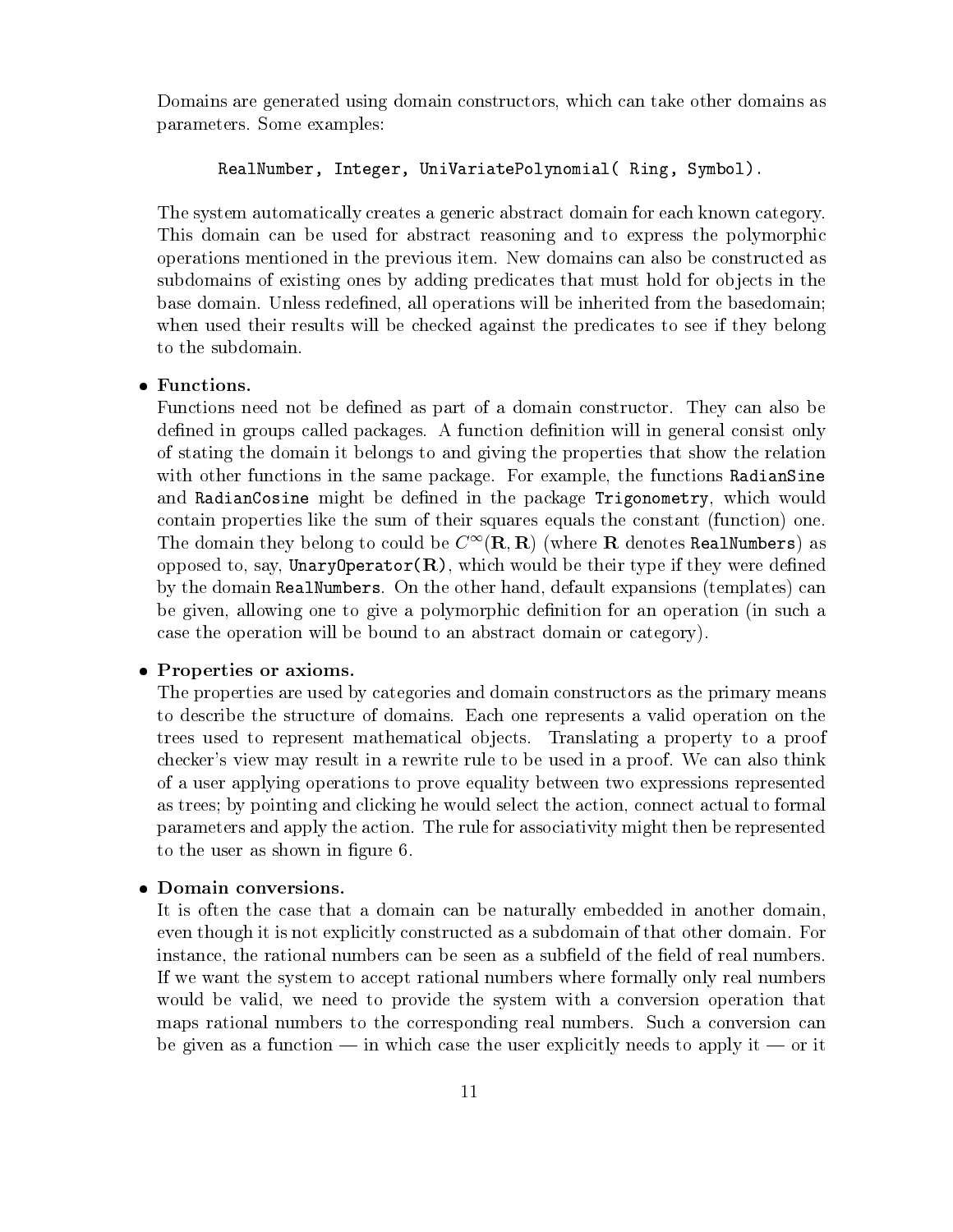Domains are generated using domain constructors, which can take other domains as parameters. Some examples:

```
RealNumber, Integer, UniVariatePolynomial( Ring, Symbol).
```

The system automatically creates a generic abstract domain for each known category. This domain can be used for abstract reasoning and to express the polymorphic operations mentioned in the previous item. New domains can also be constructed as subdomains of existing ones by adding predicates that must hold for objects in the base domain. Unless redefined, all operations will be inherited from the basedomain; when used their results will be checked against the predicates to see if they belong to the subdomain.

- **Functions.**
  Functions need not be defined as part of a domain constructor. They can also be defined in groups called packages. A function definition will in general consist only of stating the domain it belongs to and giving the properties that show the relation with other functions in the same package. For example, the functions `RadianSine` and `RadianCosine` might be defined in the package `Trigonometry`, which would contain properties like the sum of their squares equals the constant (function) one. The domain they belong to could be $C^{\infty}(\mathbf{R}, \mathbf{R})$ (where $\mathbf{R}$ denotes `RealNumbers`) as opposed to, say, `UnaryOperator(R)`, which would be their type if they were defined by the domain `RealNumbers`. On the other hand, default expansions (templates) can be given, allowing one to give a polymorphic definition for an operation (in such a case the operation will be bound to an abstract domain or category).

- **Properties or axioms.**
  The properties are used by categories and domain constructors as the primary means to describe the structure of domains. Each one represents a valid operation on the trees used to represent mathematical objects. Translating a property to a proof checker's view may result in a rewrite rule to be used in a proof. We can also think of a user applying operations to prove equality between two expressions represented as trees; by pointing and clicking he would select the action, connect actual to formal parameters and apply the action. The rule for associativity might then be represented to the user as shown in figure 6.

- **Domain conversions.**
  It is often the case that a domain can be naturally embedded in another domain, even though it is not explicitly constructed as a subdomain of that other domain. For instance, the rational numbers can be seen as a subfield of the field of real numbers. If we want the system to accept rational numbers where formally only real numbers would be valid, we need to provide the system with a conversion operation that maps rational numbers to the corresponding real numbers. Such a conversion can be given as a function — in which case the user explicitly needs to apply it — or it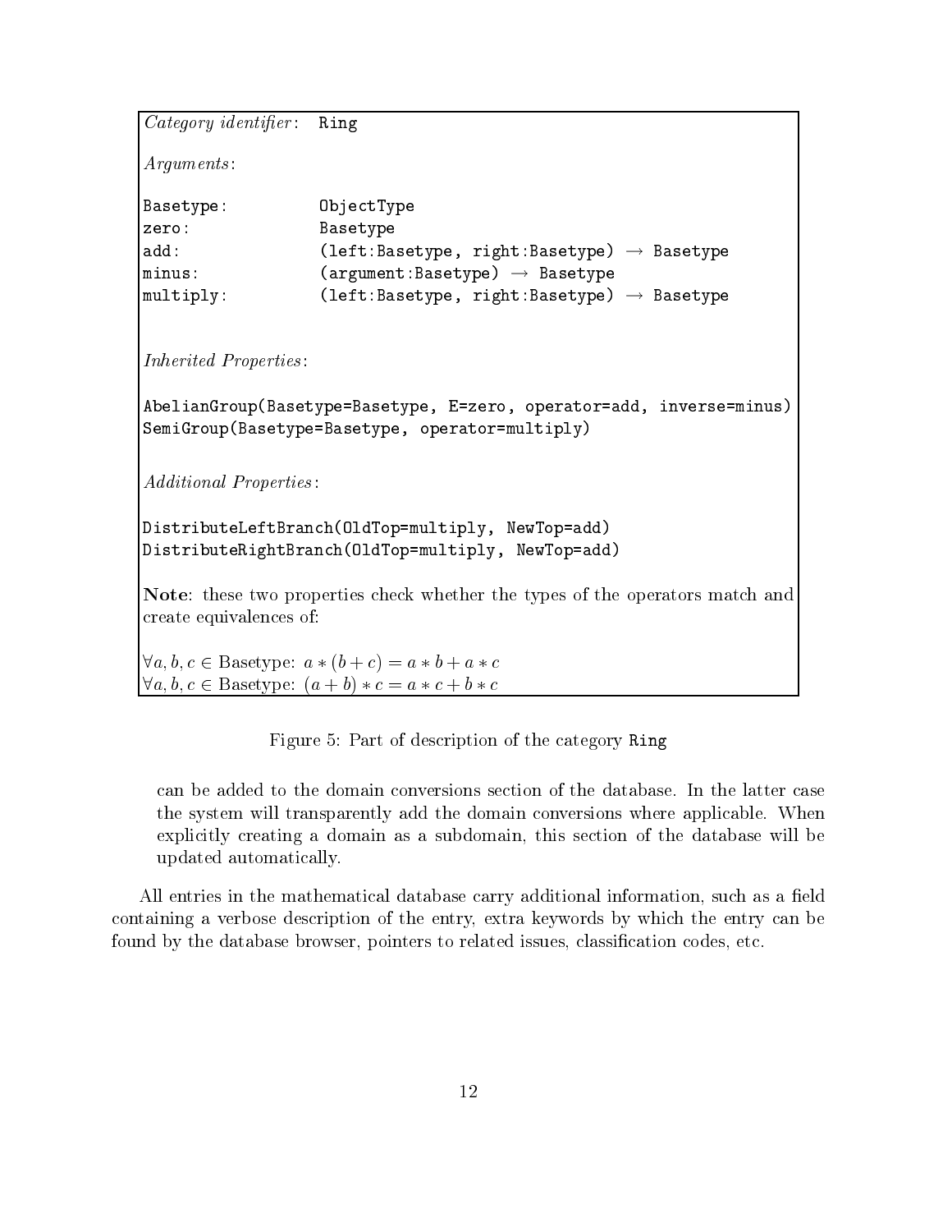*Category identifier*: `Ring`

*Arguments*:

```
Basetype:       ObjectType
zero:           Basetype
add:            (left:Basetype, right:Basetype) → Basetype
minus:          (argument:Basetype) → Basetype
multiply:       (left:Basetype, right:Basetype) → Basetype
```

*Inherited Properties*:

```
AbelianGroup(Basetype=Basetype, E=zero, operator=add, inverse=minus)
SemiGroup(Basetype=Basetype, operator=multiply)
```

*Additional Properties*:

```
DistributeLeftBranch(OldTop=multiply, NewTop=add)
DistributeRightBranch(OldTop=multiply, NewTop=add)
```

**Note**: these two properties check whether the types of the operators match and create equivalences of:

$\forall a, b, c \in$ Basetype: $a * (b + c) = a * b + a * c$
$\forall a, b, c \in$ Basetype: $(a + b) * c = a * c + b * c$

Figure 5: Part of description of the category `Ring`

can be added to the domain conversions section of the database. In the latter case the system will transparently add the domain conversions where applicable. When explicitly creating a domain as a subdomain, this section of the database will be updated automatically.

All entries in the mathematical database carry additional information, such as a field containing a verbose description of the entry, extra keywords by which the entry can be found by the database browser, pointers to related issues, classification codes, etc.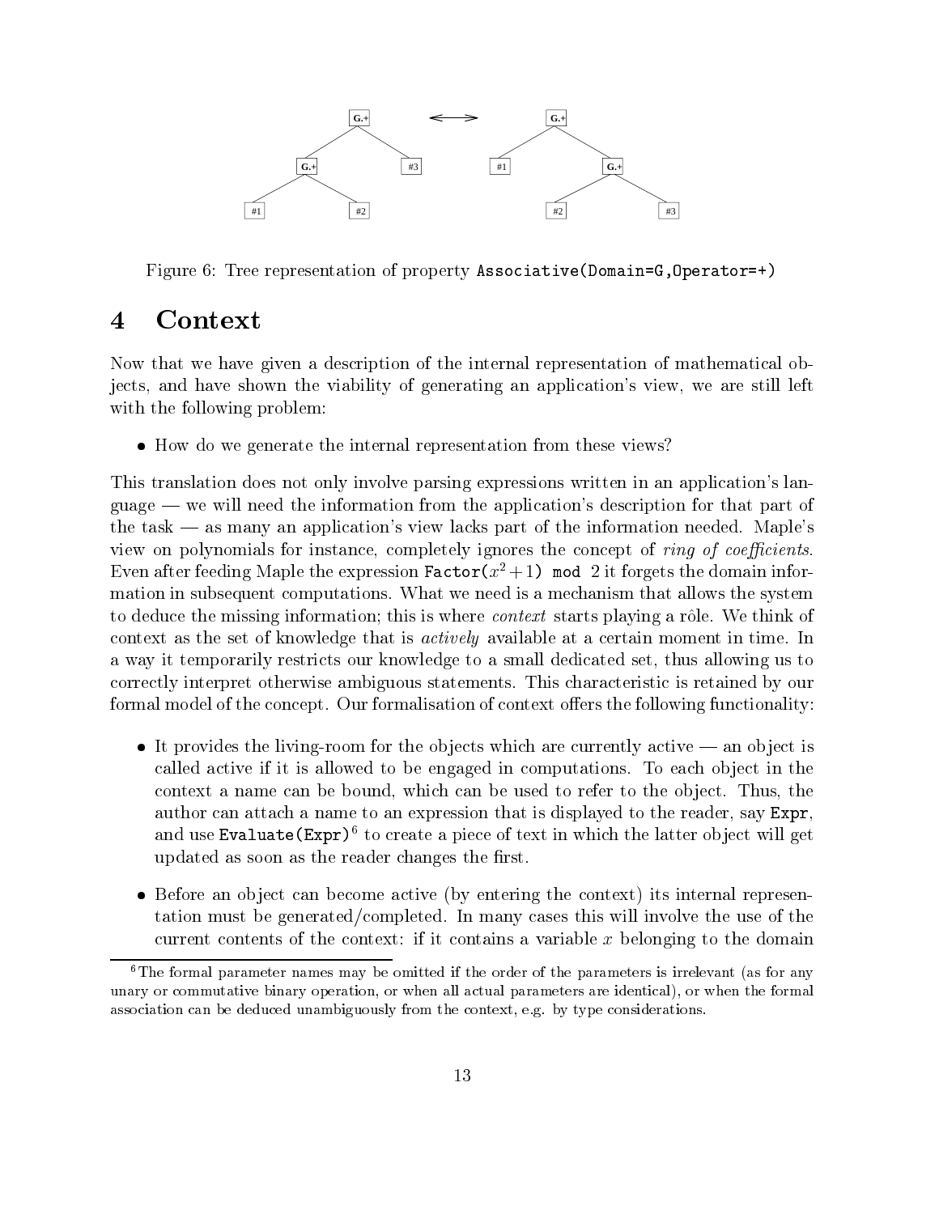Figure 6: Tree representation of property `Associative(Domain=G,Operator=+)`

# 4 Context

Now that we have given a description of the internal representation of mathematical objects, and have shown the viability of generating an application's view, we are still left with the following problem:

- How do we generate the internal representation from these views?

This translation does not only involve parsing expressions written in an application's language — we will need the information from the application's description for that part of the task — as many an application's view lacks part of the information needed. Maple's view on polynomials for instance, completely ignores the concept of *ring of coefficients*. Even after feeding Maple the expression `Factor(`$x^2+1$`) mod` 2 it forgets the domain information in subsequent computations. What we need is a mechanism that allows the system to deduce the missing information; this is where *context* starts playing a rôle. We think of context as the set of knowledge that is *actively* available at a certain moment in time. In a way it temporarily restricts our knowledge to a small dedicated set, thus allowing us to correctly interpret otherwise ambiguous statements. This characteristic is retained by our formal model of the concept. Our formalisation of context offers the following functionality:

- It provides the living-room for the objects which are currently active — an object is called active if it is allowed to be engaged in computations. To each object in the context a name can be bound, which can be used to refer to the object. Thus, the author can attach a name to an expression that is displayed to the reader, say `Expr`, and use `Evaluate(Expr)`[6] to create a piece of text in which the latter object will get updated as soon as the reader changes the first.

- Before an object can become active (by entering the context) its internal representation must be generated/completed. In many cases this will involve the use of the current contents of the context: if it contains a variable $x$ belonging to the domain

[6] The formal parameter names may be omitted if the order of the parameters is irrelevant (as for any unary or commutative binary operation, or when all actual parameters are identical), or when the formal association can be deduced unambiguously from the context, e.g. by type considerations.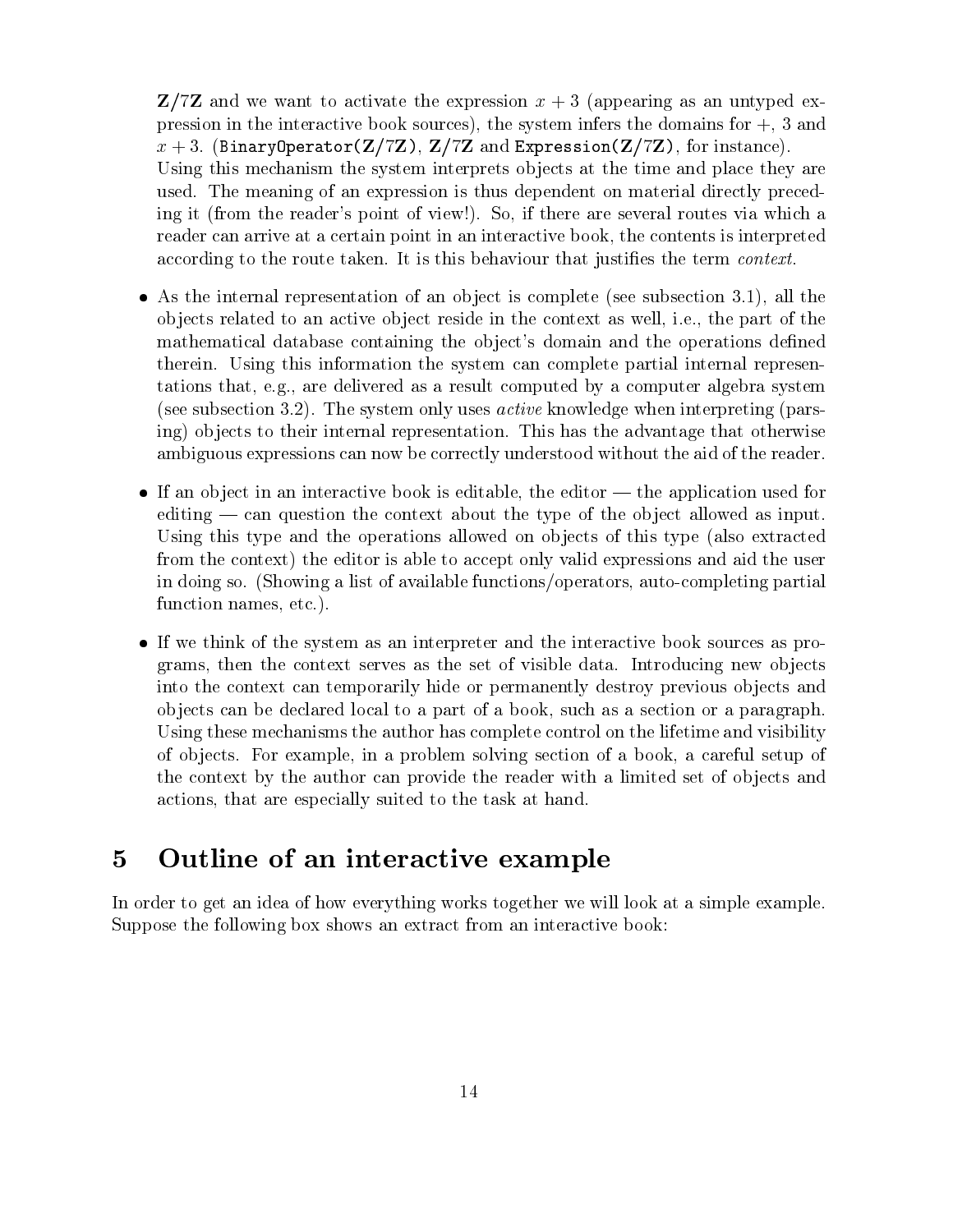$\mathbf{Z}/7\mathbf{Z}$ and we want to activate the expression $x + 3$ (appearing as an untyped expression in the interactive book sources), the system infers the domains for $+$, 3 and $x + 3$. (`BinaryOperator(Z/7Z)`, $\mathbf{Z}/7\mathbf{Z}$ and `Expression(Z/7Z)`, for instance). Using this mechanism the system interprets objects at the time and place they are used. The meaning of an expression is thus dependent on material directly preceding it (from the reader's point of view!). So, if there are several routes via which a reader can arrive at a certain point in an interactive book, the contents is interpreted according to the route taken. It is this behaviour that justifies the term *context*.

- As the internal representation of an object is complete (see subsection 3.1), all the objects related to an active object reside in the context as well, i.e., the part of the mathematical database containing the object's domain and the operations defined therein. Using this information the system can complete partial internal representations that, e.g., are delivered as a result computed by a computer algebra system (see subsection 3.2). The system only uses *active* knowledge when interpreting (parsing) objects to their internal representation. This has the advantage that otherwise ambiguous expressions can now be correctly understood without the aid of the reader.

- If an object in an interactive book is editable, the editor — the application used for editing — can question the context about the type of the object allowed as input. Using this type and the operations allowed on objects of this type (also extracted from the context) the editor is able to accept only valid expressions and aid the user in doing so. (Showing a list of available functions/operators, auto-completing partial function names, etc.).

- If we think of the system as an interpreter and the interactive book sources as programs, then the context serves as the set of visible data. Introducing new objects into the context can temporarily hide or permanently destroy previous objects and objects can be declared local to a part of a book, such as a section or a paragraph. Using these mechanisms the author has complete control on the lifetime and visibility of objects. For example, in a problem solving section of a book, a careful setup of the context by the author can provide the reader with a limited set of objects and actions, that are especially suited to the task at hand.

# 5 Outline of an interactive example

In order to get an idea of how everything works together we will look at a simple example. Suppose the following box shows an extract from an interactive book: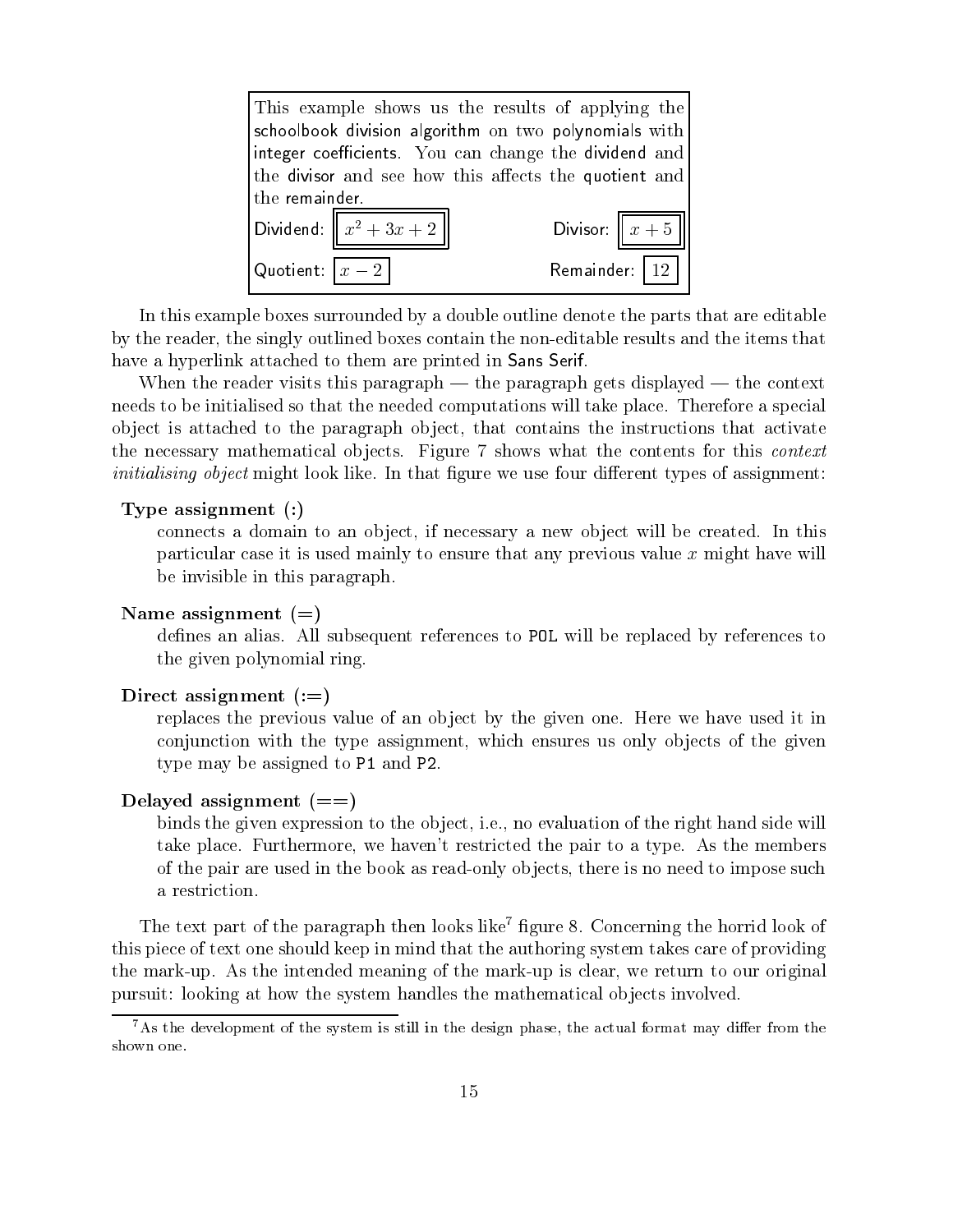> This example shows us the results of applying the schoolbook division algorithm on two polynomials with integer coefficients. You can change the dividend and the divisor and see how this affects the quotient and the remainder.
>
> Dividend: $x^2 + 3x + 2$ &nbsp;&nbsp;&nbsp;&nbsp; Divisor: $x + 5$
>
> Quotient: $x - 2$ &nbsp;&nbsp;&nbsp;&nbsp; Remainder: $12$

In this example boxes surrounded by a double outline denote the parts that are editable by the reader, the singly outlined boxes contain the non-editable results and the items that have a hyperlink attached to them are printed in Sans Serif.

When the reader visits this paragraph — the paragraph gets displayed — the context needs to be initialised so that the needed computations will take place. Therefore a special object is attached to the paragraph object, that contains the instructions that activate the necessary mathematical objects. Figure 7 shows what the contents for this *context initialising object* might look like. In that figure we use four different types of assignment:

**Type assignment (:)**
: connects a domain to an object, if necessary a new object will be created. In this particular case it is used mainly to ensure that any previous value $x$ might have will be invisible in this paragraph.

**Name assignment (=)**
: defines an alias. All subsequent references to `POL` will be replaced by references to the given polynomial ring.

**Direct assignment (:=)**
: replaces the previous value of an object by the given one. Here we have used it in conjunction with the type assignment, which ensures us only objects of the given type may be assigned to `P1` and `P2`.

**Delayed assignment (==)**
: binds the given expression to the object, i.e., no evaluation of the right hand side will take place. Furthermore, we haven't restricted the pair to a type. As the members of the pair are used in the book as read-only objects, there is no need to impose such a restriction.

The text part of the paragraph then looks like[7] figure 8. Concerning the horrid look of this piece of text one should keep in mind that the authoring system takes care of providing the mark-up. As the intended meaning of the mark-up is clear, we return to our original pursuit: looking at how the system handles the mathematical objects involved.

[7] As the development of the system is still in the design phase, the actual format may differ from the shown one.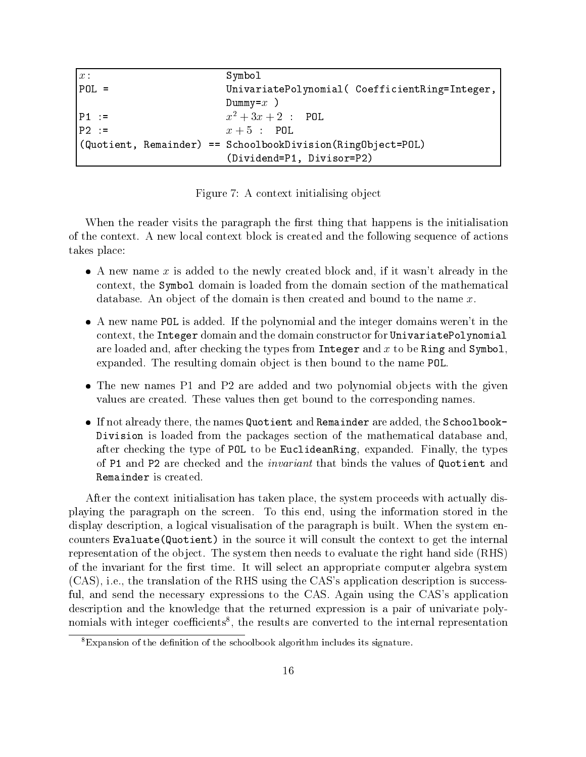```
x:                         Symbol
POL =                      UnivariatePolynomial( CoefficientRing=Integer,
                           Dummy=x )
P1 :=                      x^2 + 3x + 2 :  POL
P2 :=                      x + 5 :  POL
(Quotient, Remainder) == SchoolbookDivision(RingObject=POL)
                           (Dividend=P1, Divisor=P2)
```

Figure 7: A context initialising object

When the reader visits the paragraph the first thing that happens is the initialisation of the context. A new local context block is created and the following sequence of actions takes place:

- A new name $x$ is added to the newly created block and, if it wasn't already in the context, the `Symbol` domain is loaded from the domain section of the mathematical database. An object of the domain is then created and bound to the name $x$.
- A new name `POL` is added. If the polynomial and the integer domains weren't in the context, the `Integer` domain and the domain constructor for `UnivariatePolynomial` are loaded and, after checking the types from `Integer` and $x$ to be `Ring` and `Symbol`, expanded. The resulting domain object is then bound to the name `POL`.
- The new names P1 and P2 are added and two polynomial objects with the given values are created. These values then get bound to the corresponding names.
- If not already there, the names `Quotient` and `Remainder` are added, the `SchoolbookDivision` is loaded from the packages section of the mathematical database and, after checking the type of `POL` to be `EuclideanRing`, expanded. Finally, the types of `P1` and `P2` are checked and the *invariant* that binds the values of `Quotient` and `Remainder` is created.

After the context initialisation has taken place, the system proceeds with actually displaying the paragraph on the screen. To this end, using the information stored in the display description, a logical visualisation of the paragraph is built. When the system encounters `Evaluate(Quotient)` in the source it will consult the context to get the internal representation of the object. The system then needs to evaluate the right hand side (RHS) of the invariant for the first time. It will select an appropriate computer algebra system (CAS), i.e., the translation of the RHS using the CAS's application description is successful, and send the necessary expressions to the CAS. Again using the CAS's application description and the knowledge that the returned expression is a pair of univariate polynomials with integer coefficients[8], the results are converted to the internal representation

[8] Expansion of the definition of the schoolbook algorithm includes its signature.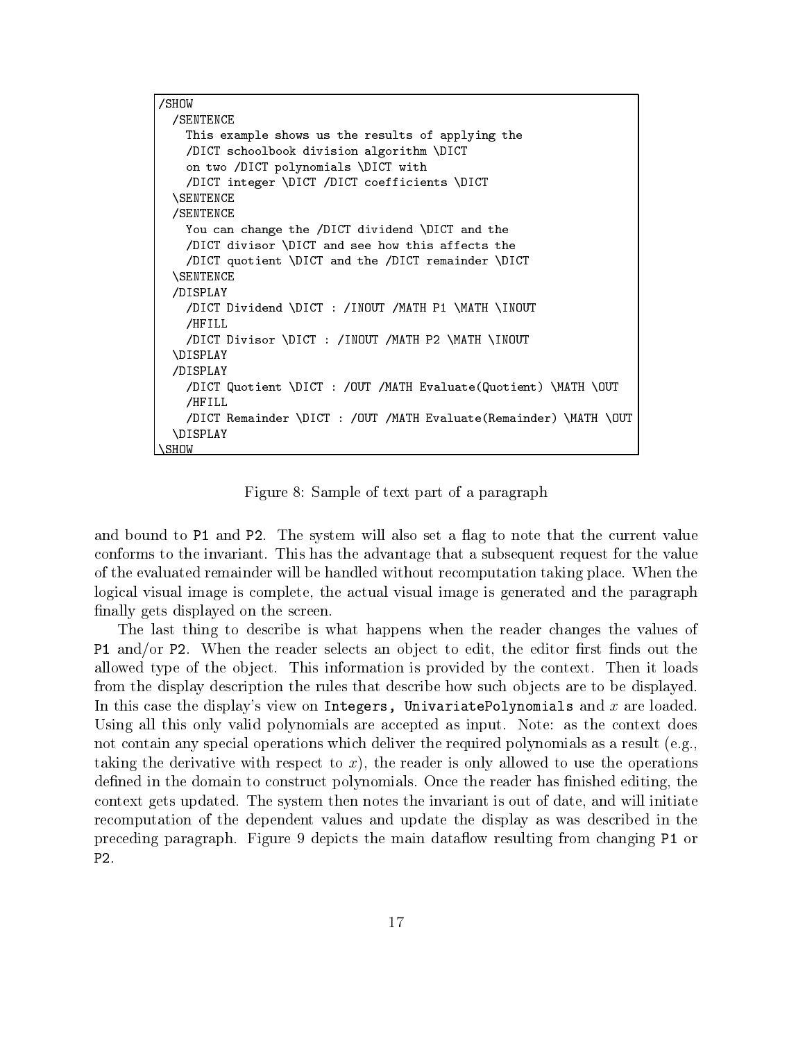```
/SHOW
  /SENTENCE
    This example shows us the results of applying the
    /DICT schoolbook division algorithm \DICT
    on two /DICT polynomials \DICT with
    /DICT integer \DICT /DICT coefficients \DICT
  \SENTENCE
  /SENTENCE
    You can change the /DICT dividend \DICT and the
    /DICT divisor \DICT and see how this affects the
    /DICT quotient \DICT and the /DICT remainder \DICT
  \SENTENCE
  /DISPLAY
    /DICT Dividend \DICT : /INOUT /MATH P1 \MATH \INOUT
    /HFILL
    /DICT Divisor \DICT : /INOUT /MATH P2 \MATH \INOUT
  \DISPLAY
  /DISPLAY
    /DICT Quotient \DICT : /OUT /MATH Evaluate(Quotient) \MATH \OUT
    /HFILL
    /DICT Remainder \DICT : /OUT /MATH Evaluate(Remainder) \MATH \OUT
  \DISPLAY
\SHOW
```

Figure 8: Sample of text part of a paragraph

and bound to `P1` and `P2`. The system will also set a flag to note that the current value conforms to the invariant. This has the advantage that a subsequent request for the value of the evaluated remainder will be handled without recomputation taking place. When the logical visual image is complete, the actual visual image is generated and the paragraph finally gets displayed on the screen.

The last thing to describe is what happens when the reader changes the values of `P1` and/or `P2`. When the reader selects an object to edit, the editor first finds out the allowed type of the object. This information is provided by the context. Then it loads from the display description the rules that describe how such objects are to be displayed. In this case the display's view on **`Integers, UnivariatePolynomials`** and $x$ are loaded. Using all this only valid polynomials are accepted as input. Note: as the context does not contain any special operations which deliver the required polynomials as a result (e.g., taking the derivative with respect to $x$), the reader is only allowed to use the operations defined in the domain to construct polynomials. Once the reader has finished editing, the context gets updated. The system then notes the invariant is out of date, and will initiate recomputation of the dependent values and update the display as was described in the preceding paragraph. Figure 9 depicts the main dataflow resulting from changing `P1` or `P2`.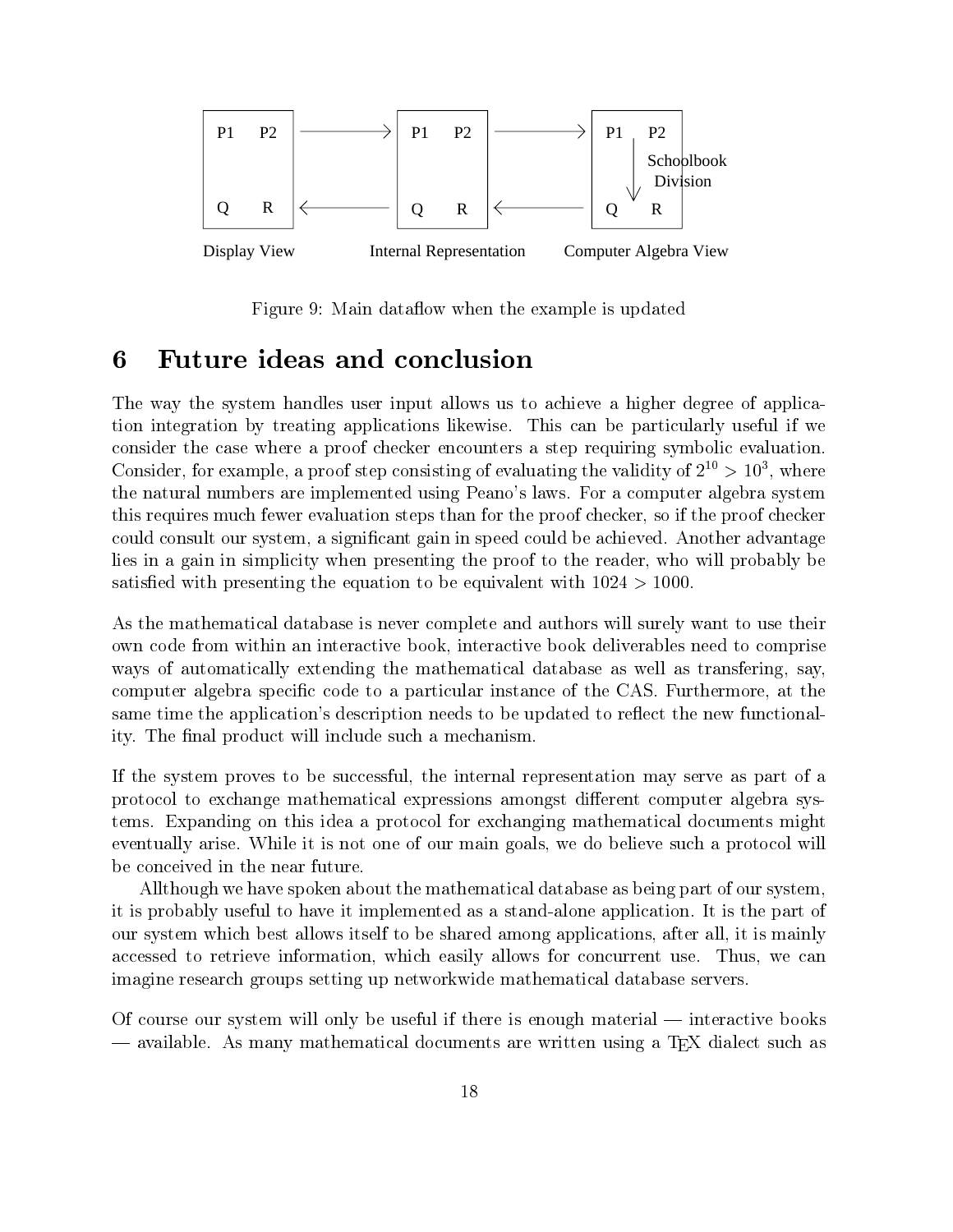Figure 9: Main dataflow when the example is updated

# 6 Future ideas and conclusion

The way the system handles user input allows us to achieve a higher degree of application integration by treating applications likewise. This can be particularly useful if we consider the case where a proof checker encounters a step requiring symbolic evaluation. Consider, for example, a proof step consisting of evaluating the validity of $2^{10} > 10^3$, where the natural numbers are implemented using Peano's laws. For a computer algebra system this requires much fewer evaluation steps than for the proof checker, so if the proof checker could consult our system, a significant gain in speed could be achieved. Another advantage lies in a gain in simplicity when presenting the proof to the reader, who will probably be satisfied with presenting the equation to be equivalent with $1024 > 1000$.

As the mathematical database is never complete and authors will surely want to use their own code from within an interactive book, interactive book deliverables need to comprise ways of automatically extending the mathematical database as well as transfering, say, computer algebra specific code to a particular instance of the CAS. Furthermore, at the same time the application's description needs to be updated to reflect the new functionality. The final product will include such a mechanism.

If the system proves to be successful, the internal representation may serve as part of a protocol to exchange mathematical expressions amongst different computer algebra systems. Expanding on this idea a protocol for exchanging mathematical documents might eventually arise. While it is not one of our main goals, we do believe such a protocol will be conceived in the near future.

Allthough we have spoken about the mathematical database as being part of our system, it is probably useful to have it implemented as a stand-alone application. It is the part of our system which best allows itself to be shared among applications, after all, it is mainly accessed to retrieve information, which easily allows for concurrent use. Thus, we can imagine research groups setting up networkwide mathematical database servers.

Of course our system will only be useful if there is enough material — interactive books — available. As many mathematical documents are written using a TeX dialect such as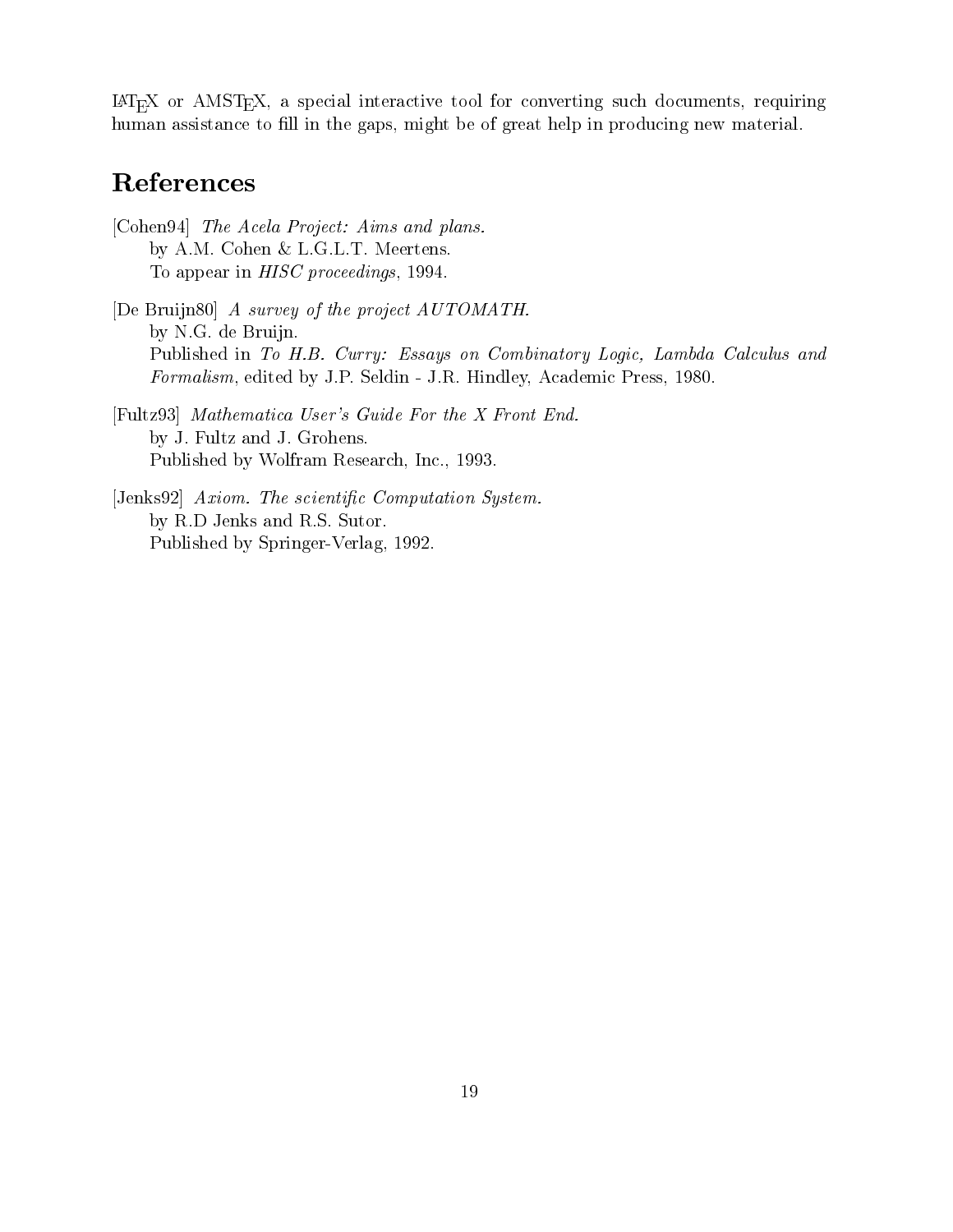LaTeX or AMSTeX, a special interactive tool for converting such documents, requiring human assistance to fill in the gaps, might be of great help in producing new material.

# References

[Cohen94] *The Acela Project: Aims and plans.*
by A.M. Cohen & L.G.L.T. Meertens.
To appear in *HISC proceedings*, 1994.

[De Bruijn80] *A survey of the project AUTOMATH.*
by N.G. de Bruijn.
Published in *To H.B. Curry: Essays on Combinatory Logic, Lambda Calculus and Formalism*, edited by J.P. Seldin - J.R. Hindley, Academic Press, 1980.

[Fultz93] *Mathematica User's Guide For the X Front End.*
by J. Fultz and J. Grohens.
Published by Wolfram Research, Inc., 1993.

[Jenks92] *Axiom. The scientific Computation System.*
by R.D Jenks and R.S. Sutor.
Published by Springer-Verlag, 1992.